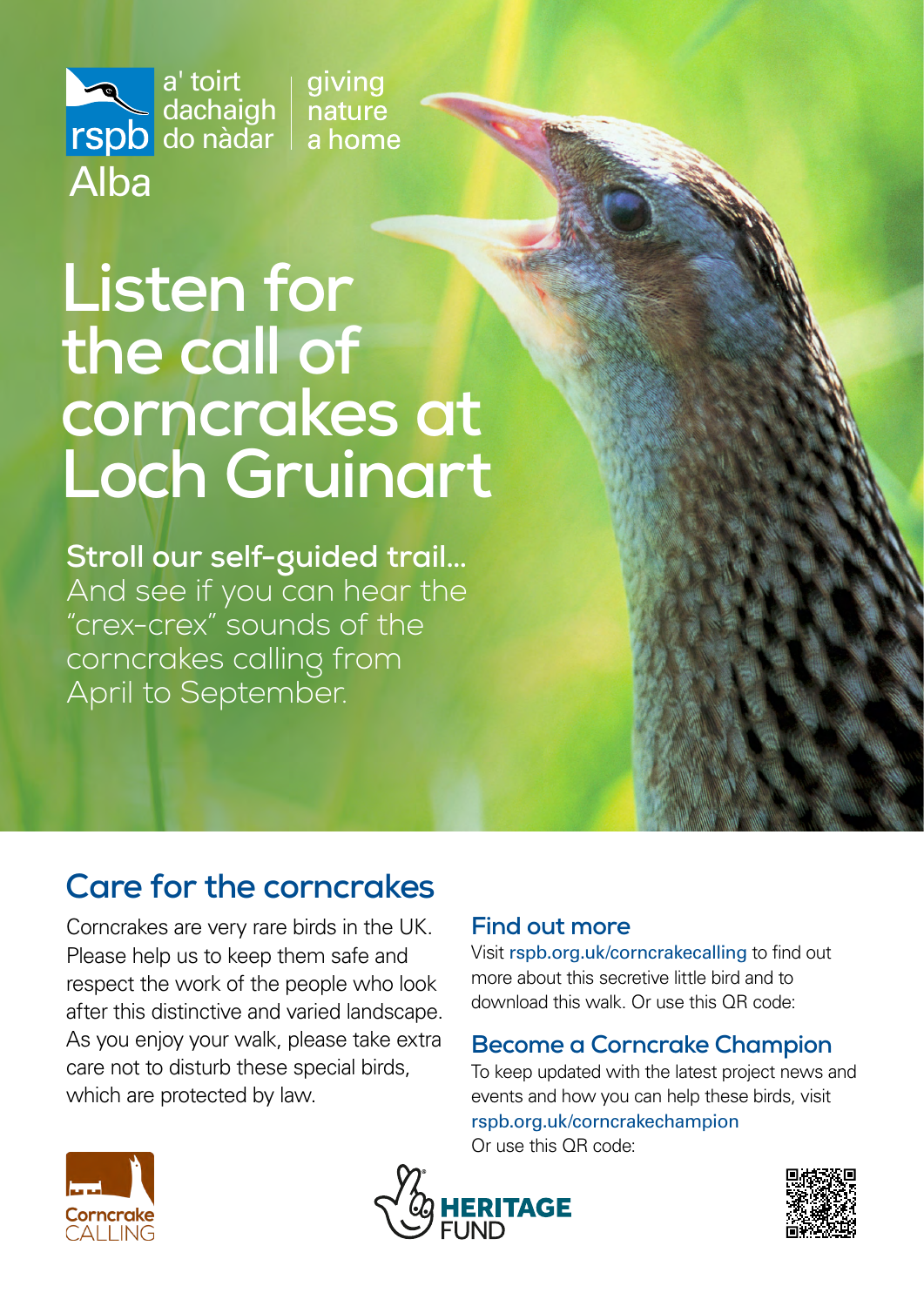rspb Alba

a' toirt dachaigh do nàdar

giving nature a home

# Listen for the call of corncrakes at Loch Gruinart

**Stroll our self-guided trail...**
And see if you can hear the "crex-crex" sounds of the corncrakes calling from April to September.

## Care for the corncrakes

Corncrakes are very rare birds in the UK. Please help us to keep them safe and respect the work of the people who look after this distinctive and varied landscape. As you enjoy your walk, please take extra care not to disturb these special birds, which are protected by law.

### Find out more

Visit rspb.org.uk/corncrakecalling to find out more about this secretive little bird and to download this walk. Or use this QR code:

### Become a Corncrake Champion

To keep updated with the latest project news and events and how you can help these birds, visit rspb.org.uk/corncrakechampion
Or use this QR code:

Corncrake CALLING

HERITAGE FUND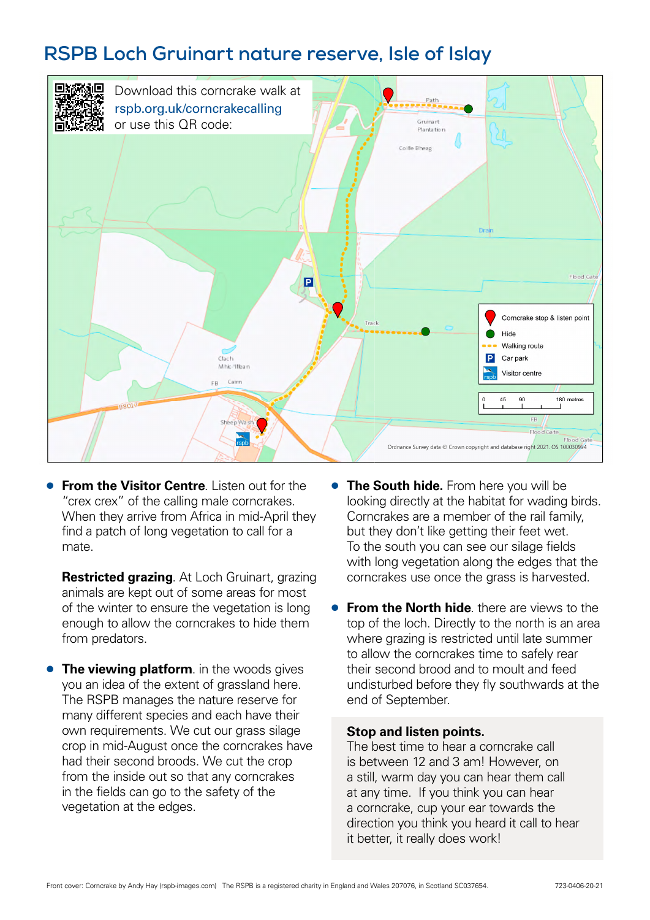# RSPB Loch Gruinart nature reserve, Isle of Islay

Download this corncrake walk at
rspb.org.uk/corncrakecalling
or use this QR code:

Path
Gruinart Plantation
Coille Bheag
Drain
Flood Gate
Track
Clach Mhic-'Illean
FB
Cairn
B8017
Sheep Wash
FB
Flood Gate
Flood Gate

Corncrake stop & listen point
Hide
Walking route
Car park
Visitor centre

0 45 90 180 metres

Ordnance Survey data © Crown copyright and database right 2021. OS 100030994

- **From the Visitor Centre**. Listen out for the "crex crex" of the calling male corncrakes. When they arrive from Africa in mid-April they find a patch of long vegetation to call for a mate.

  **Restricted grazing**. At Loch Gruinart, grazing animals are kept out of some areas for most of the winter to ensure the vegetation is long enough to allow the corncrakes to hide them from predators.

- **The viewing platform**. in the woods gives you an idea of the extent of grassland here. The RSPB manages the nature reserve for many different species and each have their own requirements. We cut our grass silage crop in mid-August once the corncrakes have had their second broods. We cut the crop from the inside out so that any corncrakes in the fields can go to the safety of the vegetation at the edges.

- **The South hide.** From here you will be looking directly at the habitat for wading birds. Corncrakes are a member of the rail family, but they don't like getting their feet wet. To the south you can see our silage fields with long vegetation along the edges that the corncrakes use once the grass is harvested.

- **From the North hide**. there are views to the top of the loch. Directly to the north is an area where grazing is restricted until late summer to allow the corncrakes time to safely rear their second brood and to moult and feed undisturbed before they fly southwards at the end of September.

**Stop and listen points.**
The best time to hear a corncrake call is between 12 and 3 am! However, on a still, warm day you can hear them call at any time. If you think you can hear a corncrake, cup your ear towards the direction you think you heard it call to hear it better, it really does work!

Front cover: Corncrake by Andy Hay (rspb-images.com) The RSPB is a registered charity in England and Wales 207076, in Scotland SC037654. 723-0406-20-21